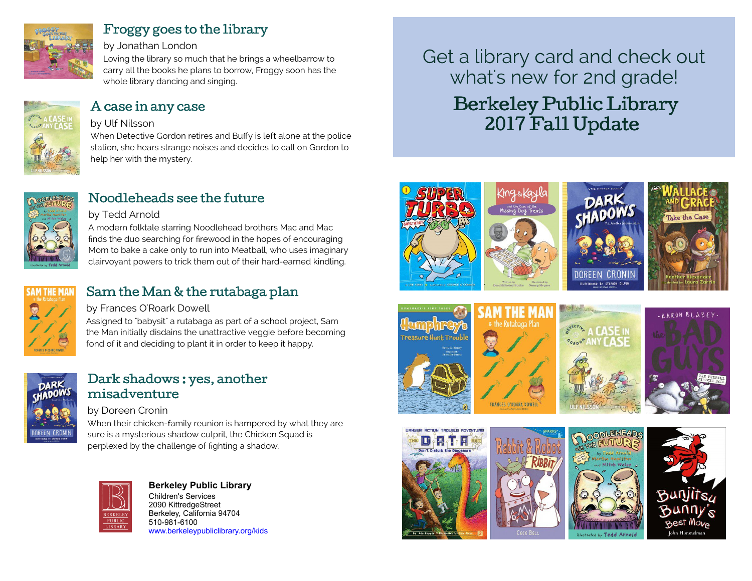# Get a library card and check out what's new for 2nd grade!

# Berkeley Public Library 2017 Fall Update

## Froggy goes to the library

by Jonathan London

Loving the library so much that he brings a wheelbarrow to carry all the books he plans to borrow, Froggy soon has the whole library dancing and singing.

## A case in any case

by Ulf Nilsson

When Detective Gordon retires and Buffy is left alone at the police station, she hears strange noises and decides to call on Gordon to help her with the mystery.

## Noodleheads see the future

by Tedd Arnold

A modern folktale starring Noodlehead brothers Mac and Mac finds the duo searching for firewood in the hopes of encouraging Mom to bake a cake only to run into Meatball, who uses imaginary clairvoyant powers to trick them out of their hard-earned kindling.

## Sam the Man & the rutabaga plan

by Frances O'Roark Dowell

Assigned to "babysit" a rutabaga as part of a school project, Sam the Man initially disdains the unattractive veggie before becoming fond of it and deciding to plant it in order to keep it happy.

## Dark shadows : yes, another misadventure

by Doreen Cronin

When their chicken-family reunion is hampered by what they are sure is a mysterious shadow culprit, the Chicken Squad is perplexed by the challenge of fighting a shadow.

**Berkeley Public Library**
Children's Services
2090 KittredgeStreet
Berkeley, California 94704
510-981-6100
www.berkeleypubliclibrary.org/kids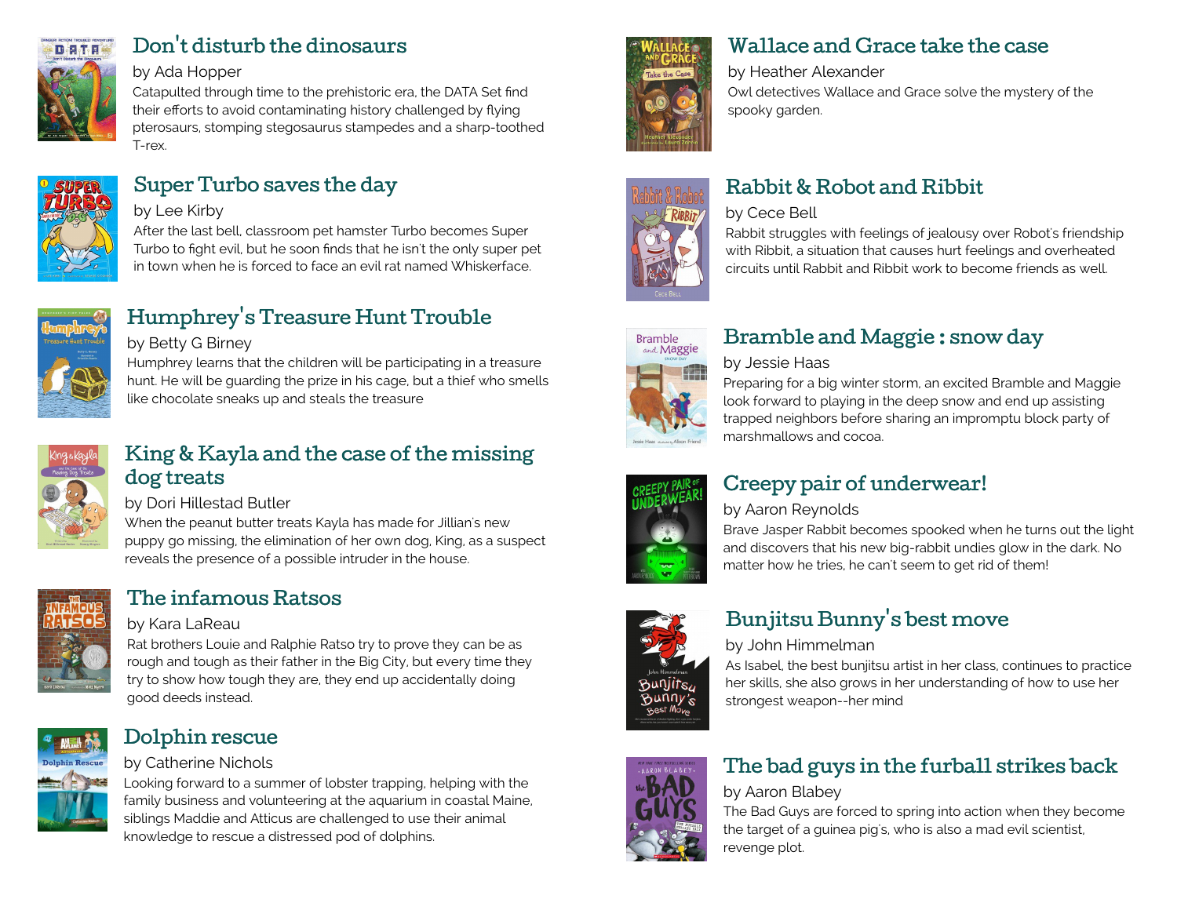## Don't disturb the dinosaurs

by Ada Hopper

Catapulted through time to the prehistoric era, the DATA Set find their efforts to avoid contaminating history challenged by flying pterosaurs, stomping stegosaurus stampedes and a sharp-toothed T-rex.

## Super Turbo saves the day

by Lee Kirby

After the last bell, classroom pet hamster Turbo becomes Super Turbo to fight evil, but he soon finds that he isn't the only super pet in town when he is forced to face an evil rat named Whiskerface.

## Humphrey's Treasure Hunt Trouble

by Betty G Birney

Humphrey learns that the children will be participating in a treasure hunt. He will be guarding the prize in his cage, but a thief who smells like chocolate sneaks up and steals the treasure

## King & Kayla and the case of the missing dog treats

by Dori Hillestad Butler

When the peanut butter treats Kayla has made for Jillian's new puppy go missing, the elimination of her own dog, King, as a suspect reveals the presence of a possible intruder in the house.

## The infamous Ratsos

by Kara LaReau

Rat brothers Louie and Ralphie Ratso try to prove they can be as rough and tough as their father in the Big City, but every time they try to show how tough they are, they end up accidentally doing good deeds instead.

## Dolphin rescue

by Catherine Nichols

Looking forward to a summer of lobster trapping, helping with the family business and volunteering at the aquarium in coastal Maine, siblings Maddie and Atticus are challenged to use their animal knowledge to rescue a distressed pod of dolphins.

## Wallace and Grace take the case

by Heather Alexander

Owl detectives Wallace and Grace solve the mystery of the spooky garden.

## Rabbit & Robot and Ribbit

by Cece Bell

Rabbit struggles with feelings of jealousy over Robot's friendship with Ribbit, a situation that causes hurt feelings and overheated circuits until Rabbit and Ribbit work to become friends as well.

## Bramble and Maggie : snow day

by Jessie Haas

Preparing for a big winter storm, an excited Bramble and Maggie look forward to playing in the deep snow and end up assisting trapped neighbors before sharing an impromptu block party of marshmallows and cocoa.

## Creepy pair of underwear!

by Aaron Reynolds

Brave Jasper Rabbit becomes spooked when he turns out the light and discovers that his new big-rabbit undies glow in the dark. No matter how he tries, he can't seem to get rid of them!

## Bunjitsu Bunny's best move

by John Himmelman

As Isabel, the best bunjitsu artist in her class, continues to practice her skills, she also grows in her understanding of how to use her strongest weapon--her mind

## The bad guys in the furball strikes back

by Aaron Blabey

The Bad Guys are forced to spring into action when they become the target of a guinea pig's, who is also a mad evil scientist, revenge plot.